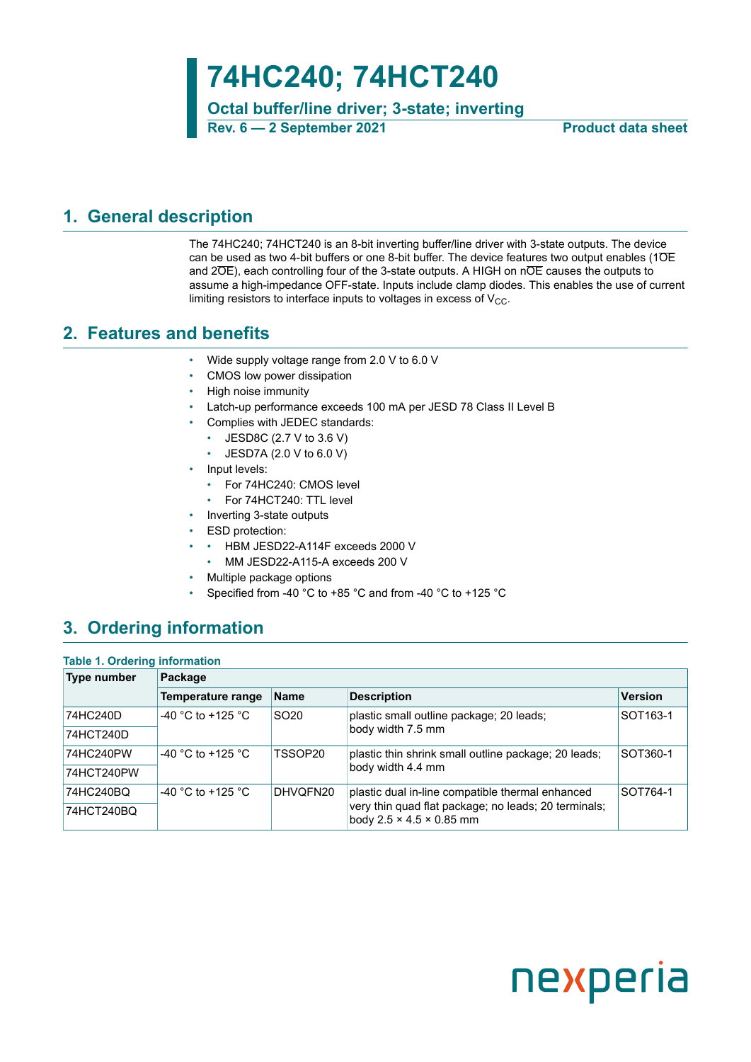# 74HC240; 74HCT240

**Octal buffer/line driver; 3-state; inverting**

**Rev. 6 — 2 September 2021** **Product data sheet**

## 1. General description

The 74HC240; 74HCT240 is an 8-bit inverting buffer/line driver with 3-state outputs. The device can be used as two 4-bit buffers or one 8-bit buffer. The device features two output enables ($1\overline{OE}$ and $2\overline{OE}$), each controlling four of the 3-state outputs. A HIGH on $n\overline{OE}$ causes the outputs to assume a high-impedance OFF-state. Inputs include clamp diodes. This enables the use of current limiting resistors to interface inputs to voltages in excess of $V_{CC}$.

## 2. Features and benefits

- Wide supply voltage range from 2.0 V to 6.0 V
- CMOS low power dissipation
- High noise immunity
- Latch-up performance exceeds 100 mA per JESD 78 Class II Level B
- Complies with JEDEC standards:
  - JESD8C (2.7 V to 3.6 V)
  - JESD7A (2.0 V to 6.0 V)
- Input levels:
  - For 74HC240: CMOS level
  - For 74HCT240: TTL level
- Inverting 3-state outputs
- ESD protection:
  - HBM JESD22-A114F exceeds 2000 V
  - MM JESD22-A115-A exceeds 200 V
- Multiple package options
- Specified from -40 °C to +85 °C and from -40 °C to +125 °C

## 3. Ordering information

**Table 1. Ordering information**

| Type number | Package | | | |
|---|---|---|---|---|
| | Temperature range | Name | Description | Version |
| 74HC240D | -40 °C to +125 °C | SO20 | plastic small outline package; 20 leads; body width 7.5 mm | SOT163-1 |
| 74HCT240D | | | | |
| 74HC240PW | -40 °C to +125 °C | TSSOP20 | plastic thin shrink small outline package; 20 leads; body width 4.4 mm | SOT360-1 |
| 74HCT240PW | | | | |
| 74HC240BQ | -40 °C to +125 °C | DHVQFN20 | plastic dual in-line compatible thermal enhanced very thin quad flat package; no leads; 20 terminals; body 2.5 × 4.5 × 0.85 mm | SOT764-1 |
| 74HCT240BQ | | | | |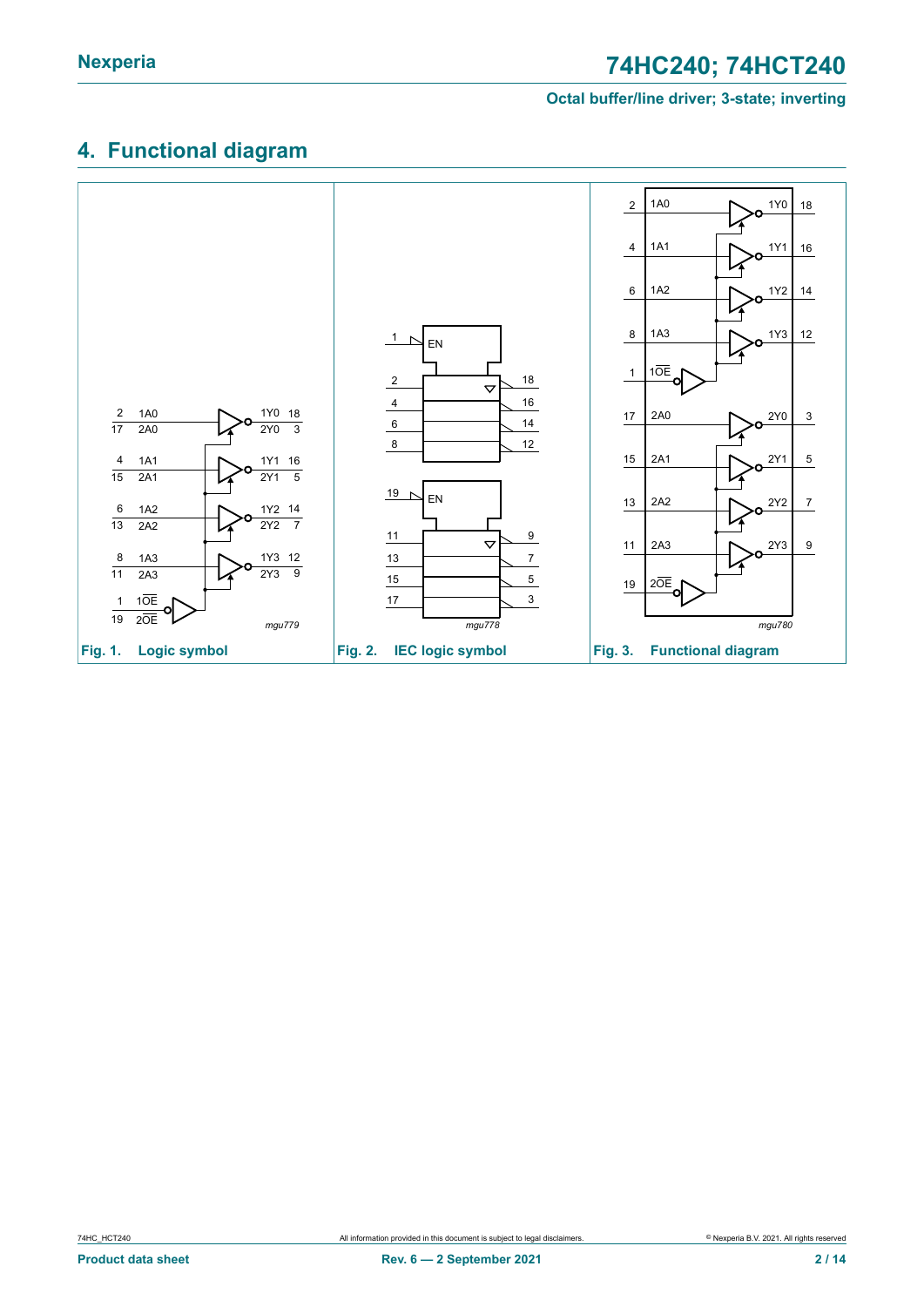## 4. Functional diagram

Fig. 1. Logic symbol

Fig. 2. IEC logic symbol

Fig. 3. Functional diagram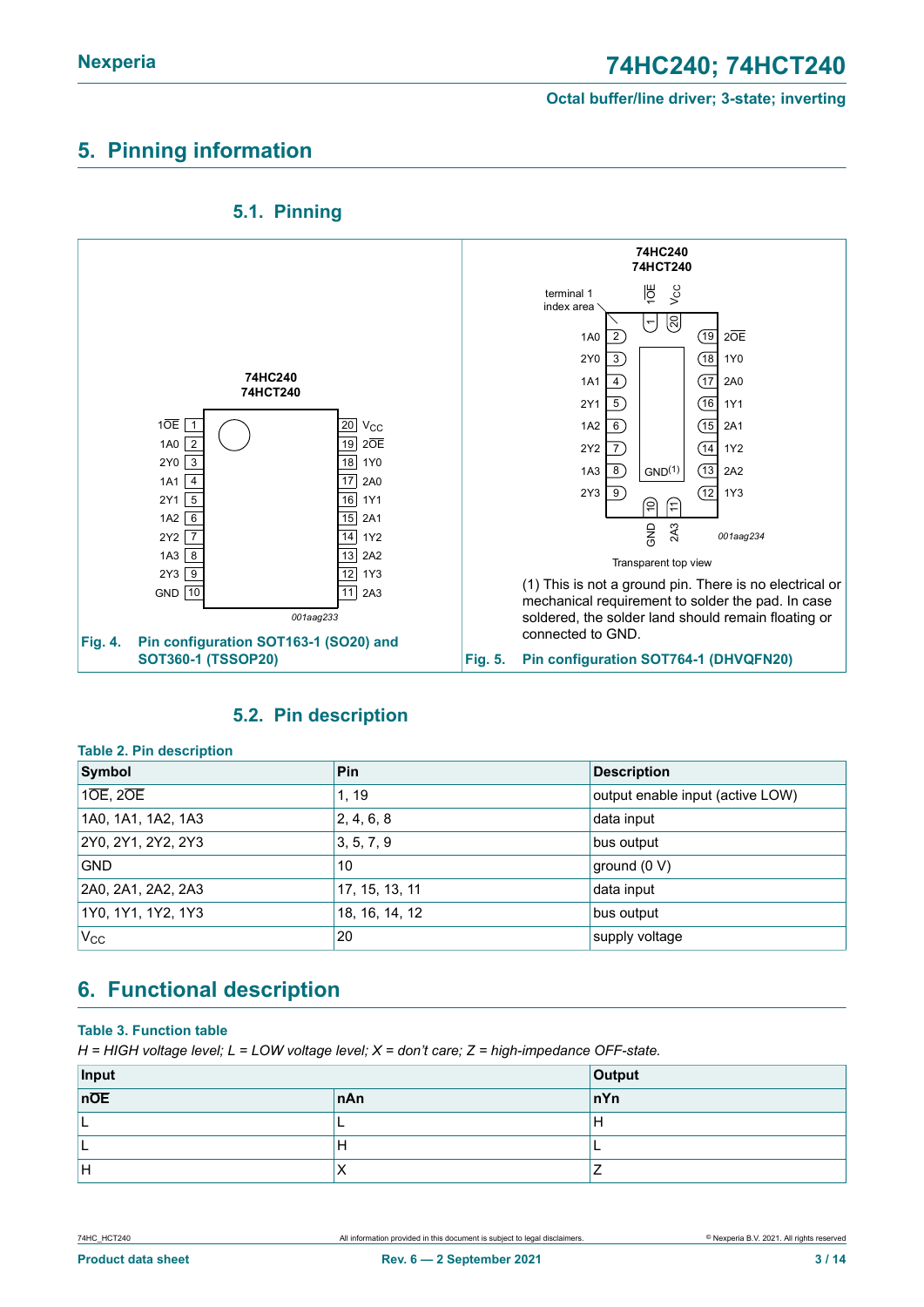## 5. Pinning information

### 5.1. Pinning

Fig. 4. Pin configuration SOT163-1 (SO20) and SOT360-1 (TSSOP20)

Fig. 5. Pin configuration SOT764-1 (DHVQFN20)

(1) This is not a ground pin. There is no electrical or mechanical requirement to solder the pad. In case soldered, the solder land should remain floating or connected to GND.

### 5.2. Pin description

**Table 2. Pin description**

| Symbol | Pin | Description |
|---|---|---|
| 1$\overline{OE}$, 2$\overline{OE}$ | 1, 19 | output enable input (active LOW) |
| 1A0, 1A1, 1A2, 1A3 | 2, 4, 6, 8 | data input |
| 2Y0, 2Y1, 2Y2, 2Y3 | 3, 5, 7, 9 | bus output |
| GND | 10 | ground (0 V) |
| 2A0, 2A1, 2A2, 2A3 | 17, 15, 13, 11 | data input |
| 1Y0, 1Y1, 1Y2, 1Y3 | 18, 16, 14, 12 | bus output |
| $V_{CC}$ | 20 | supply voltage |

## 6. Functional description

**Table 3. Function table**

*H = HIGH voltage level; L = LOW voltage level; X = don't care; Z = high-impedance OFF-state.*

| Input | | Output |
|---|---|---|
| n$\overline{OE}$ | nAn | nYn |
| L | L | H |
| L | H | L |
| H | X | Z |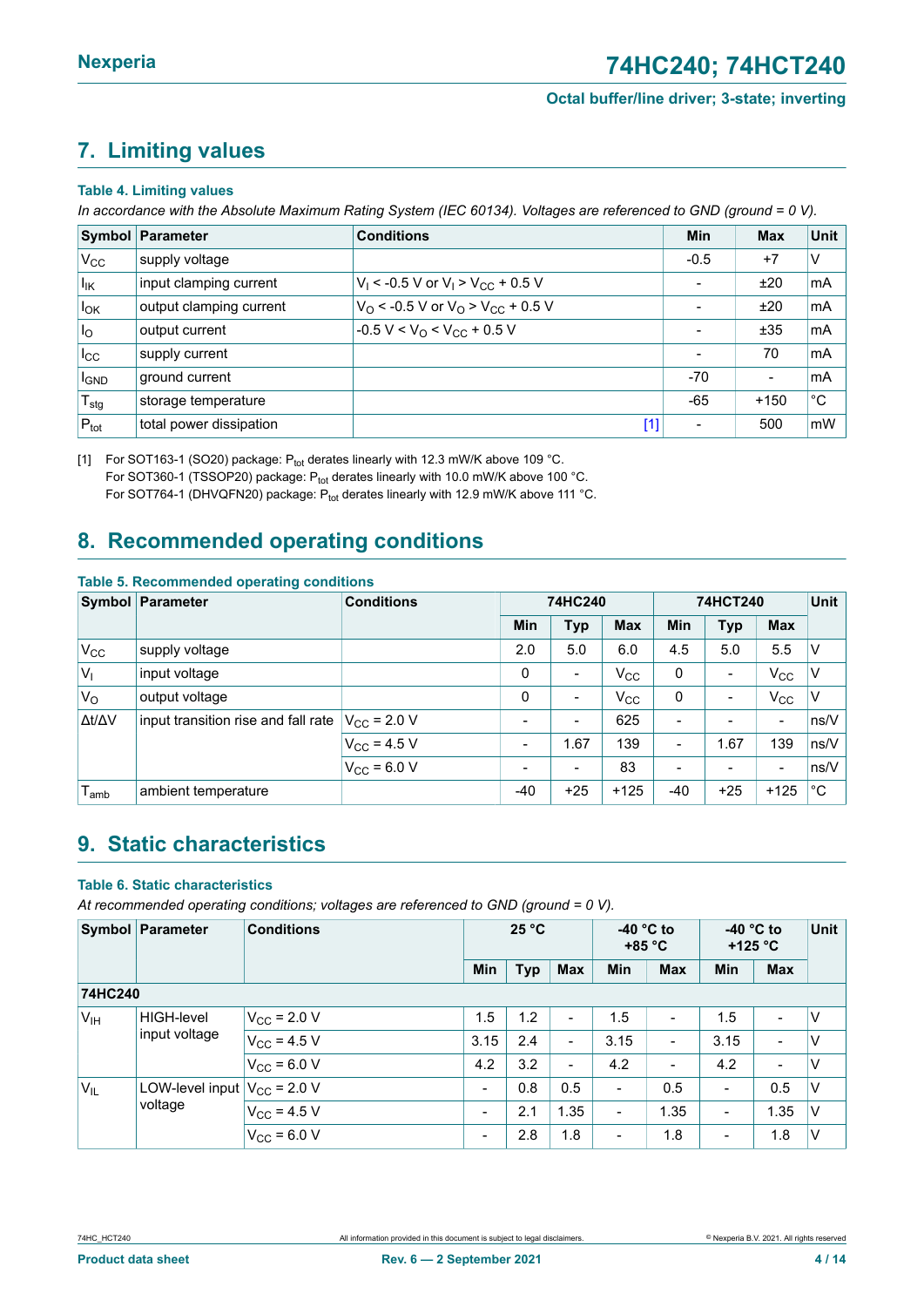## 7. Limiting values

**Table 4. Limiting values**

*In accordance with the Absolute Maximum Rating System (IEC 60134). Voltages are referenced to GND (ground = 0 V).*

| Symbol | Parameter | Conditions | Min | Max | Unit |
|---|---|---|---|---|---|
| $V_{CC}$ | supply voltage | | -0.5 | +7 | V |
| $I_{IK}$ | input clamping current | $V_I$ < -0.5 V or $V_I$ > $V_{CC}$ + 0.5 V | - | ±20 | mA |
| $I_{OK}$ | output clamping current | $V_O$ < -0.5 V or $V_O$ > $V_{CC}$ + 0.5 V | - | ±20 | mA |
| $I_O$ | output current | -0.5 V < $V_O$ < $V_{CC}$ + 0.5 V | - | ±35 | mA |
| $I_{CC}$ | supply current | | - | 70 | mA |
| $I_{GND}$ | ground current | | -70 | - | mA |
| $T_{stg}$ | storage temperature | | -65 | +150 | °C |
| $P_{tot}$ | total power dissipation | [1] | - | 500 | mW |

[1] For SOT163-1 (SO20) package: $P_{tot}$ derates linearly with 12.3 mW/K above 109 °C.
For SOT360-1 (TSSOP20) package: $P_{tot}$ derates linearly with 10.0 mW/K above 100 °C.
For SOT764-1 (DHVQFN20) package: $P_{tot}$ derates linearly with 12.9 mW/K above 111 °C.

## 8. Recommended operating conditions

**Table 5. Recommended operating conditions**

| Symbol | Parameter | Conditions | 74HC240 | | | 74HCT240 | | | Unit |
|---|---|---|---|---|---|---|---|---|---|
| | | | Min | Typ | Max | Min | Typ | Max | |
| $V_{CC}$ | supply voltage | | 2.0 | 5.0 | 6.0 | 4.5 | 5.0 | 5.5 | V |
| $V_I$ | input voltage | | 0 | - | $V_{CC}$ | 0 | - | $V_{CC}$ | V |
| $V_O$ | output voltage | | 0 | - | $V_{CC}$ | 0 | - | $V_{CC}$ | V |
| $\Delta t/\Delta V$ | input transition rise and fall rate | $V_{CC}$ = 2.0 V | - | - | 625 | - | - | - | ns/V |
| | | $V_{CC}$ = 4.5 V | - | 1.67 | 139 | - | 1.67 | 139 | ns/V |
| | | $V_{CC}$ = 6.0 V | - | - | 83 | - | - | - | ns/V |
| $T_{amb}$ | ambient temperature | | -40 | +25 | +125 | -40 | +25 | +125 | °C |

## 9. Static characteristics

**Table 6. Static characteristics**

*At recommended operating conditions; voltages are referenced to GND (ground = 0 V).*

| Symbol | Parameter | Conditions | 25 °C | | | -40 °C to +85 °C | | -40 °C to +125 °C | | Unit |
|---|---|---|---|---|---|---|---|---|---|---|
| | | | Min | Typ | Max | Min | Max | Min | Max | |
| **74HC240** | | | | | | | | | | |
| $V_{IH}$ | HIGH-level input voltage | $V_{CC}$ = 2.0 V | 1.5 | 1.2 | - | 1.5 | - | 1.5 | - | V |
| | | $V_{CC}$ = 4.5 V | 3.15 | 2.4 | - | 3.15 | - | 3.15 | - | V |
| | | $V_{CC}$ = 6.0 V | 4.2 | 3.2 | - | 4.2 | - | 4.2 | - | V |
| $V_{IL}$ | LOW-level input voltage | $V_{CC}$ = 2.0 V | - | 0.8 | 0.5 | - | 0.5 | - | 0.5 | V |
| | | $V_{CC}$ = 4.5 V | - | 2.1 | 1.35 | - | 1.35 | - | 1.35 | V |
| | | $V_{CC}$ = 6.0 V | - | 2.8 | 1.8 | - | 1.8 | - | 1.8 | V |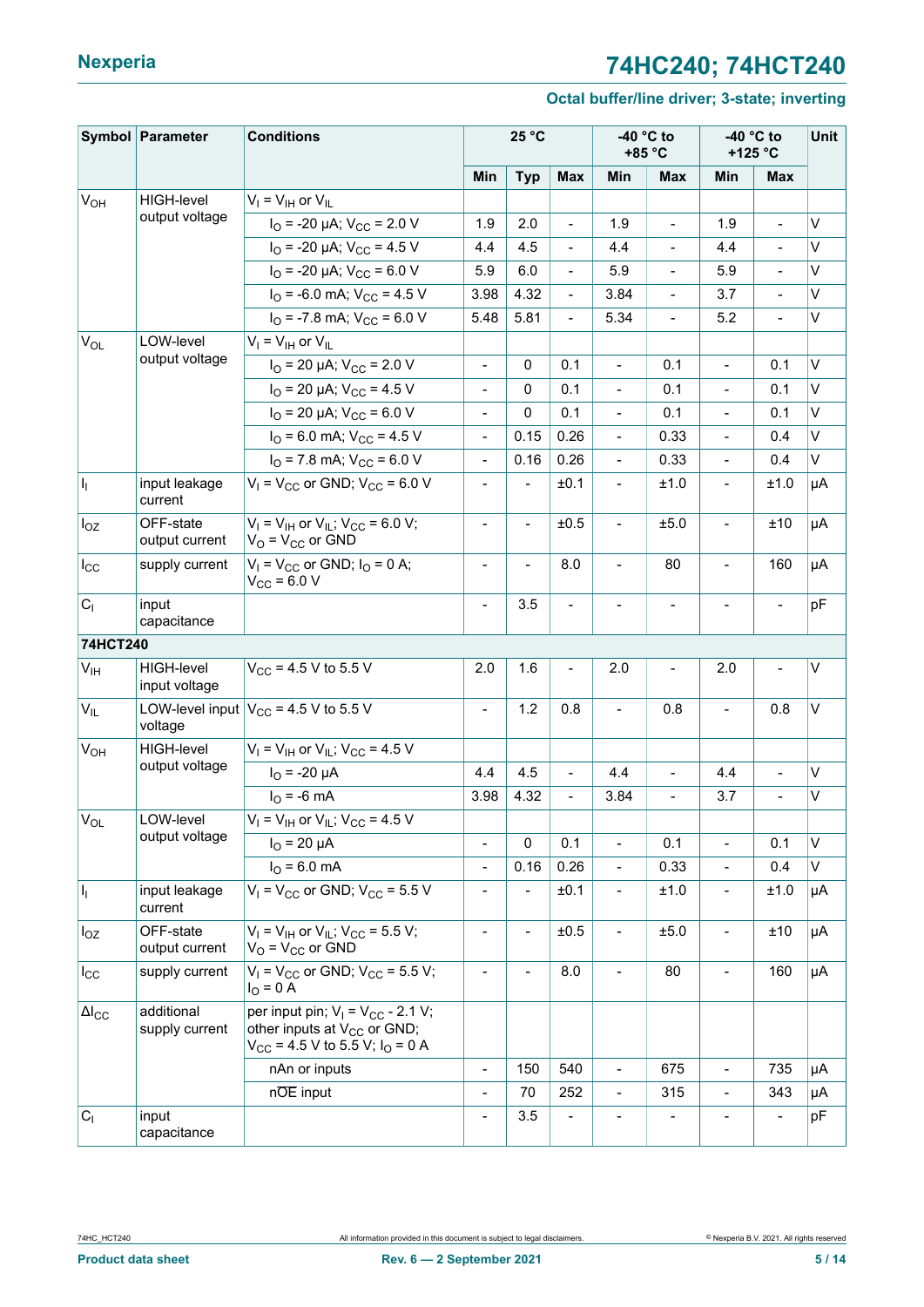| Symbol | Parameter | Conditions | 25 °C | | | -40 °C to +85 °C | | -40 °C to +125 °C | | Unit |
|---|---|---|---|---|---|---|---|---|---|---|
| | | | Min | Typ | Max | Min | Max | Min | Max | |
| $V_{OH}$ | HIGH-level output voltage | $V_I = V_{IH}$ or $V_{IL}$ | | | | | | | | |
| | | $I_O$ = -20 μA; $V_{CC}$ = 2.0 V | 1.9 | 2.0 | - | 1.9 | - | 1.9 | - | V |
| | | $I_O$ = -20 μA; $V_{CC}$ = 4.5 V | 4.4 | 4.5 | - | 4.4 | - | 4.4 | - | V |
| | | $I_O$ = -20 μA; $V_{CC}$ = 6.0 V | 5.9 | 6.0 | - | 5.9 | - | 5.9 | - | V |
| | | $I_O$ = -6.0 mA; $V_{CC}$ = 4.5 V | 3.98 | 4.32 | - | 3.84 | - | 3.7 | - | V |
| | | $I_O$ = -7.8 mA; $V_{CC}$ = 6.0 V | 5.48 | 5.81 | - | 5.34 | - | 5.2 | - | V |
| $V_{OL}$ | LOW-level output voltage | $V_I = V_{IH}$ or $V_{IL}$ | | | | | | | | |
| | | $I_O$ = 20 μA; $V_{CC}$ = 2.0 V | - | 0 | 0.1 | - | 0.1 | - | 0.1 | V |
| | | $I_O$ = 20 μA; $V_{CC}$ = 4.5 V | - | 0 | 0.1 | - | 0.1 | - | 0.1 | V |
| | | $I_O$ = 20 μA; $V_{CC}$ = 6.0 V | - | 0 | 0.1 | - | 0.1 | - | 0.1 | V |
| | | $I_O$ = 6.0 mA; $V_{CC}$ = 4.5 V | - | 0.15 | 0.26 | - | 0.33 | - | 0.4 | V |
| | | $I_O$ = 7.8 mA; $V_{CC}$ = 6.0 V | - | 0.16 | 0.26 | - | 0.33 | - | 0.4 | V |
| $I_I$ | input leakage current | $V_I = V_{CC}$ or GND; $V_{CC}$ = 6.0 V | - | - | ±0.1 | - | ±1.0 | - | ±1.0 | μA |
| $I_{OZ}$ | OFF-state output current | $V_I = V_{IH}$ or $V_{IL}$; $V_{CC}$ = 6.0 V; $V_O = V_{CC}$ or GND | - | - | ±0.5 | - | ±5.0 | - | ±10 | μA |
| $I_{CC}$ | supply current | $V_I = V_{CC}$ or GND; $I_O$ = 0 A; $V_{CC}$ = 6.0 V | - | - | 8.0 | - | 80 | - | 160 | μA |
| $C_I$ | input capacitance | | - | 3.5 | - | - | - | - | - | pF |
| **74HCT240** | | | | | | | | | | |
| $V_{IH}$ | HIGH-level input voltage | $V_{CC}$ = 4.5 V to 5.5 V | 2.0 | 1.6 | - | 2.0 | - | 2.0 | - | V |
| $V_{IL}$ | LOW-level input voltage | $V_{CC}$ = 4.5 V to 5.5 V | - | 1.2 | 0.8 | - | 0.8 | - | 0.8 | V |
| $V_{OH}$ | HIGH-level output voltage | $V_I = V_{IH}$ or $V_{IL}$; $V_{CC}$ = 4.5 V | | | | | | | | |
| | | $I_O$ = -20 μA | 4.4 | 4.5 | - | 4.4 | - | 4.4 | - | V |
| | | $I_O$ = -6 mA | 3.98 | 4.32 | - | 3.84 | - | 3.7 | - | V |
| $V_{OL}$ | LOW-level output voltage | $V_I = V_{IH}$ or $V_{IL}$; $V_{CC}$ = 4.5 V | | | | | | | | |
| | | $I_O$ = 20 μA | - | 0 | 0.1 | - | 0.1 | - | 0.1 | V |
| | | $I_O$ = 6.0 mA | - | 0.16 | 0.26 | - | 0.33 | - | 0.4 | V |
| $I_I$ | input leakage current | $V_I = V_{CC}$ or GND; $V_{CC}$ = 5.5 V | - | - | ±0.1 | - | ±1.0 | - | ±1.0 | μA |
| $I_{OZ}$ | OFF-state output current | $V_I = V_{IH}$ or $V_{IL}$; $V_{CC}$ = 5.5 V; $V_O = V_{CC}$ or GND | - | - | ±0.5 | - | ±5.0 | - | ±10 | μA |
| $I_{CC}$ | supply current | $V_I = V_{CC}$ or GND; $V_{CC}$ = 5.5 V; $I_O$ = 0 A | - | - | 8.0 | - | 80 | - | 160 | μA |
| $\Delta I_{CC}$ | additional supply current | per input pin; $V_I = V_{CC}$ - 2.1 V; other inputs at $V_{CC}$ or GND; $V_{CC}$ = 4.5 V to 5.5 V; $I_O$ = 0 A | | | | | | | | |
| | | nAn or inputs | - | 150 | 540 | - | 675 | - | 735 | μA |
| | | $n\overline{OE}$ input | - | 70 | 252 | - | 315 | - | 343 | μA |
| $C_I$ | input capacitance | | - | 3.5 | - | - | - | - | - | pF |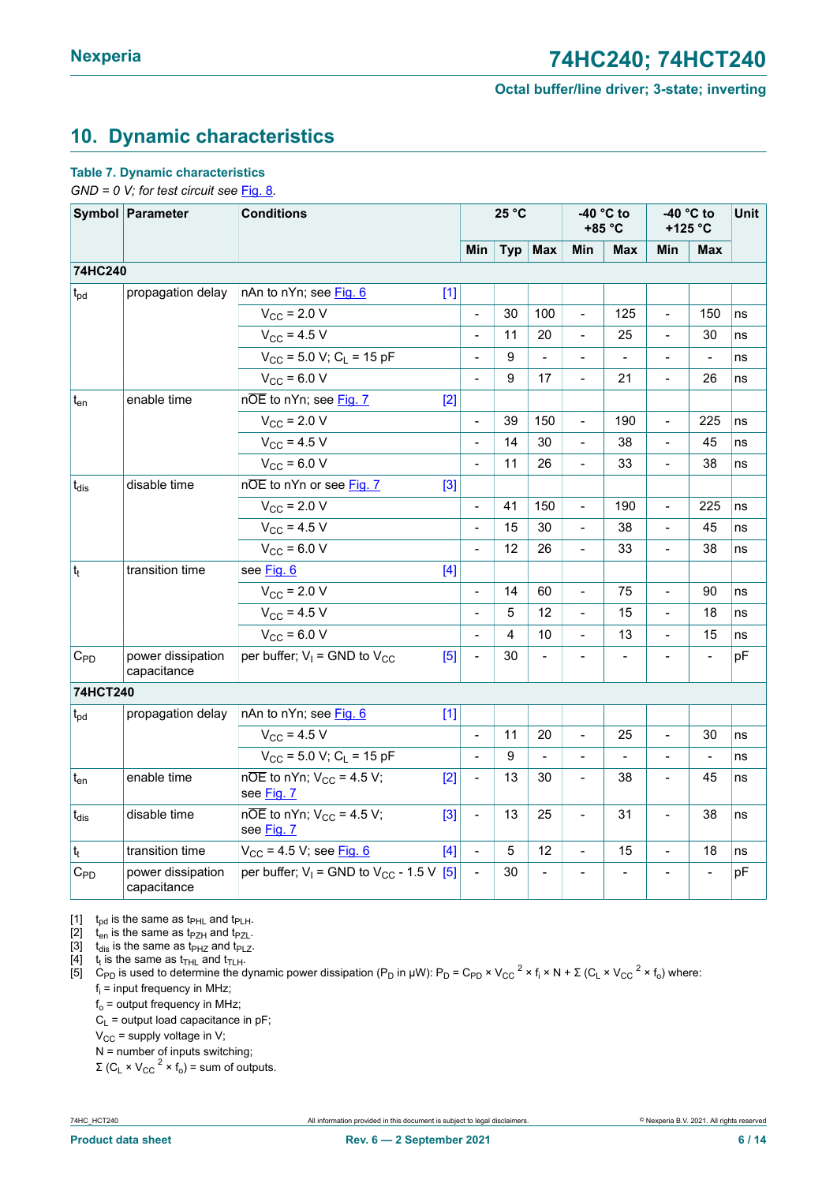## 10. Dynamic characteristics

**Table 7. Dynamic characteristics**

*GND = 0 V; for test circuit see Fig. 8.*

| Symbol | Parameter | Conditions | | 25 °C | | | -40 °C to +85 °C | | -40 °C to +125 °C | | Unit |
|---|---|---|---|---|---|---|---|---|---|---|---|
| | | | | Min | Typ | Max | Min | Max | Min | Max | |
| **74HC240** | | | | | | | | | | | |
| $t_{pd}$ | propagation delay | nAn to nYn; see Fig. 6 | [1] | | | | | | | | |
| | | $V_{CC}$ = 2.0 V | | - | 30 | 100 | - | 125 | - | 150 | ns |
| | | $V_{CC}$ = 4.5 V | | - | 11 | 20 | - | 25 | - | 30 | ns |
| | | $V_{CC}$ = 5.0 V; $C_L$ = 15 pF | | - | 9 | - | - | - | - | - | ns |
| | | $V_{CC}$ = 6.0 V | | - | 9 | 17 | - | 21 | - | 26 | ns |
| $t_{en}$ | enable time | $n\overline{OE}$ to nYn; see Fig. 7 | [2] | | | | | | | | |
| | | $V_{CC}$ = 2.0 V | | - | 39 | 150 | - | 190 | - | 225 | ns |
| | | $V_{CC}$ = 4.5 V | | - | 14 | 30 | - | 38 | - | 45 | ns |
| | | $V_{CC}$ = 6.0 V | | - | 11 | 26 | - | 33 | - | 38 | ns |
| $t_{dis}$ | disable time | $n\overline{OE}$ to nYn or see Fig. 7 | [3] | | | | | | | | |
| | | $V_{CC}$ = 2.0 V | | - | 41 | 150 | - | 190 | - | 225 | ns |
| | | $V_{CC}$ = 4.5 V | | - | 15 | 30 | - | 38 | - | 45 | ns |
| | | $V_{CC}$ = 6.0 V | | - | 12 | 26 | - | 33 | - | 38 | ns |
| $t_t$ | transition time | see Fig. 6 | [4] | | | | | | | | |
| | | $V_{CC}$ = 2.0 V | | - | 14 | 60 | - | 75 | - | 90 | ns |
| | | $V_{CC}$ = 4.5 V | | - | 5 | 12 | - | 15 | - | 18 | ns |
| | | $V_{CC}$ = 6.0 V | | - | 4 | 10 | - | 13 | - | 15 | ns |
| $C_{PD}$ | power dissipation capacitance | per buffer; $V_I$ = GND to $V_{CC}$ | [5] | - | 30 | - | - | - | - | - | pF |
| **74HCT240** | | | | | | | | | | | |
| $t_{pd}$ | propagation delay | nAn to nYn; see Fig. 6 | [1] | | | | | | | | |
| | | $V_{CC}$ = 4.5 V | | - | 11 | 20 | - | 25 | - | 30 | ns |
| | | $V_{CC}$ = 5.0 V; $C_L$ = 15 pF | | - | 9 | - | - | - | - | - | ns |
| $t_{en}$ | enable time | $n\overline{OE}$ to nYn; $V_{CC}$ = 4.5 V; see Fig. 7 | [2] | - | 13 | 30 | - | 38 | - | 45 | ns |
| $t_{dis}$ | disable time | $n\overline{OE}$ to nYn; $V_{CC}$ = 4.5 V; see Fig. 7 | [3] | - | 13 | 25 | - | 31 | - | 38 | ns |
| $t_t$ | transition time | $V_{CC}$ = 4.5 V; see Fig. 6 | [4] | - | 5 | 12 | - | 15 | - | 18 | ns |
| $C_{PD}$ | power dissipation capacitance | per buffer; $V_I$ = GND to $V_{CC}$ - 1.5 V | [5] | - | 30 | - | - | - | - | - | pF |

[1] $t_{pd}$ is the same as $t_{PHL}$ and $t_{PLH}$.

[2] $t_{en}$ is the same as $t_{PZH}$ and $t_{PZL}$.

[3] $t_{dis}$ is the same as $t_{PHZ}$ and $t_{PLZ}$.

[4] $t_t$ is the same as $t_{THL}$ and $t_{TLH}$.

[5] $C_{PD}$ is used to determine the dynamic power dissipation ($P_D$ in μW): $P_D = C_{PD} \times V_{CC}{}^2 \times f_i \times N + \Sigma (C_L \times V_{CC}{}^2 \times f_o)$ where:

$f_i$ = input frequency in MHz;

$f_o$ = output frequency in MHz;

$C_L$ = output load capacitance in pF;

$V_{CC}$ = supply voltage in V;

N = number of inputs switching;

$\Sigma (C_L \times V_{CC}{}^2 \times f_o)$ = sum of outputs.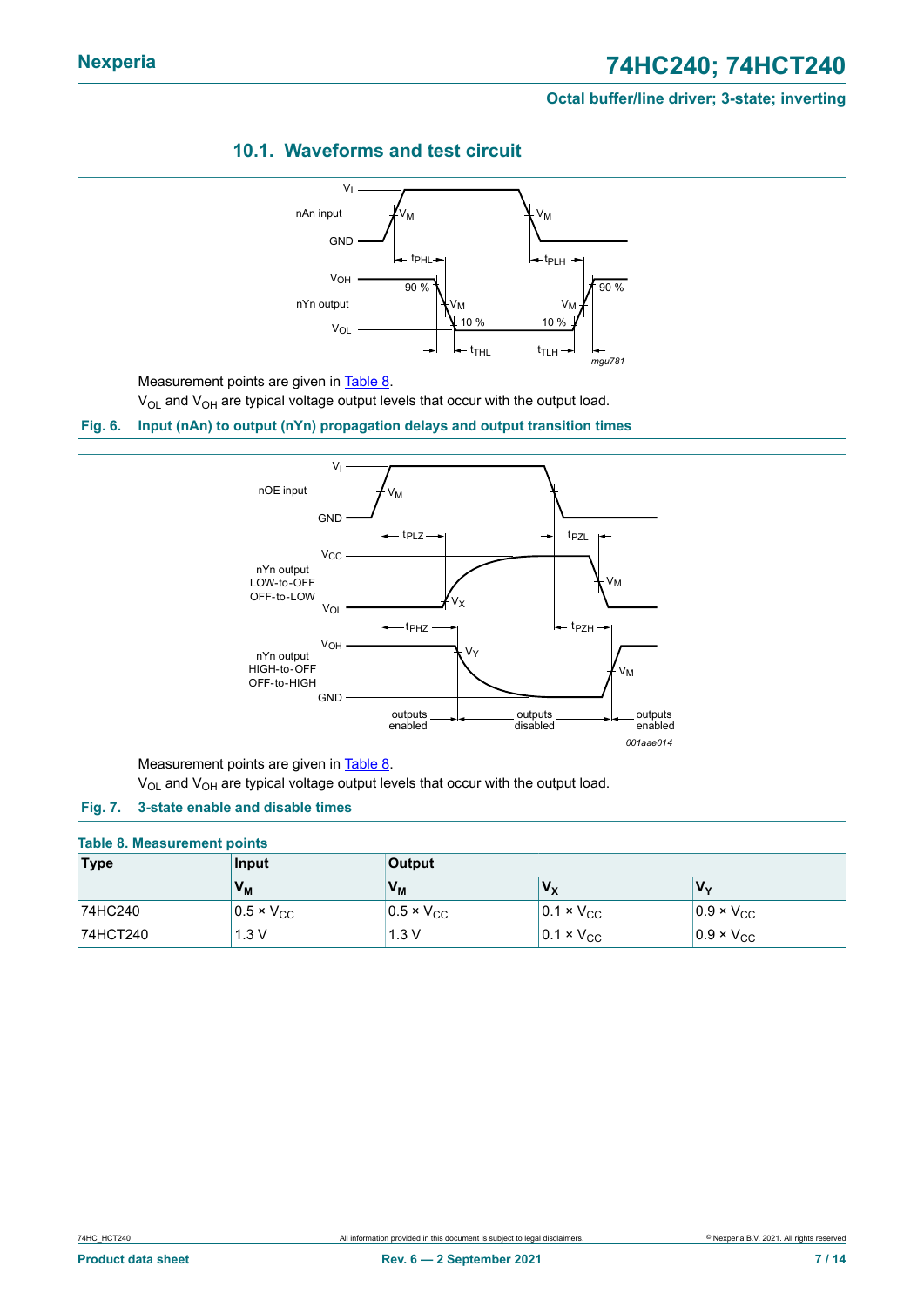### 10.1. Waveforms and test circuit

Measurement points are given in Table 8.

$V_{OL}$ and $V_{OH}$ are typical voltage output levels that occur with the output load.

**Fig. 6. Input (nAn) to output (nYn) propagation delays and output transition times**

Measurement points are given in Table 8.

$V_{OL}$ and $V_{OH}$ are typical voltage output levels that occur with the output load.

**Fig. 7. 3-state enable and disable times**

**Table 8. Measurement points**

| Type | Input | Output | | |
|---|---|---|---|---|
| | $V_M$ | $V_M$ | $V_X$ | $V_Y$ |
| 74HC240 | 0.5 × $V_{CC}$ | 0.5 × $V_{CC}$ | 0.1 × $V_{CC}$ | 0.9 × $V_{CC}$ |
| 74HCT240 | 1.3 V | 1.3 V | 0.1 × $V_{CC}$ | 0.9 × $V_{CC}$ |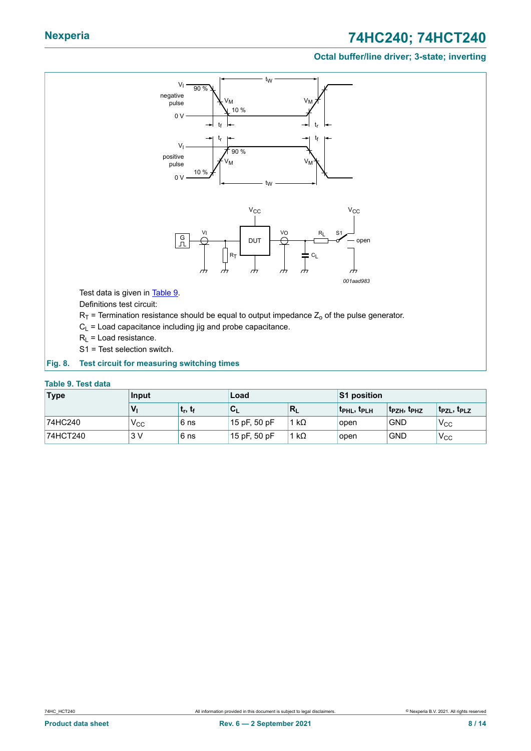Test data is given in Table 9.

Definitions test circuit:

$R_T$ = Termination resistance should be equal to output impedance $Z_o$ of the pulse generator.

$C_L$ = Load capacitance including jig and probe capacitance.

$R_L$ = Load resistance.

S1 = Test selection switch.

**Fig. 8. Test circuit for measuring switching times**

**Table 9. Test data**

| Type | Input | | Load | | S1 position | | |
|---|---|---|---|---|---|---|---|
| | $V_I$ | $t_r$, $t_f$ | $C_L$ | $R_L$ | $t_{PHL}$, $t_{PLH}$ | $t_{PZH}$, $t_{PHZ}$ | $t_{PZL}$, $t_{PLZ}$ |
| 74HC240 | $V_{CC}$ | 6 ns | 15 pF, 50 pF | 1 kΩ | open | GND | $V_{CC}$ |
| 74HCT240 | 3 V | 6 ns | 15 pF, 50 pF | 1 kΩ | open | GND | $V_{CC}$ |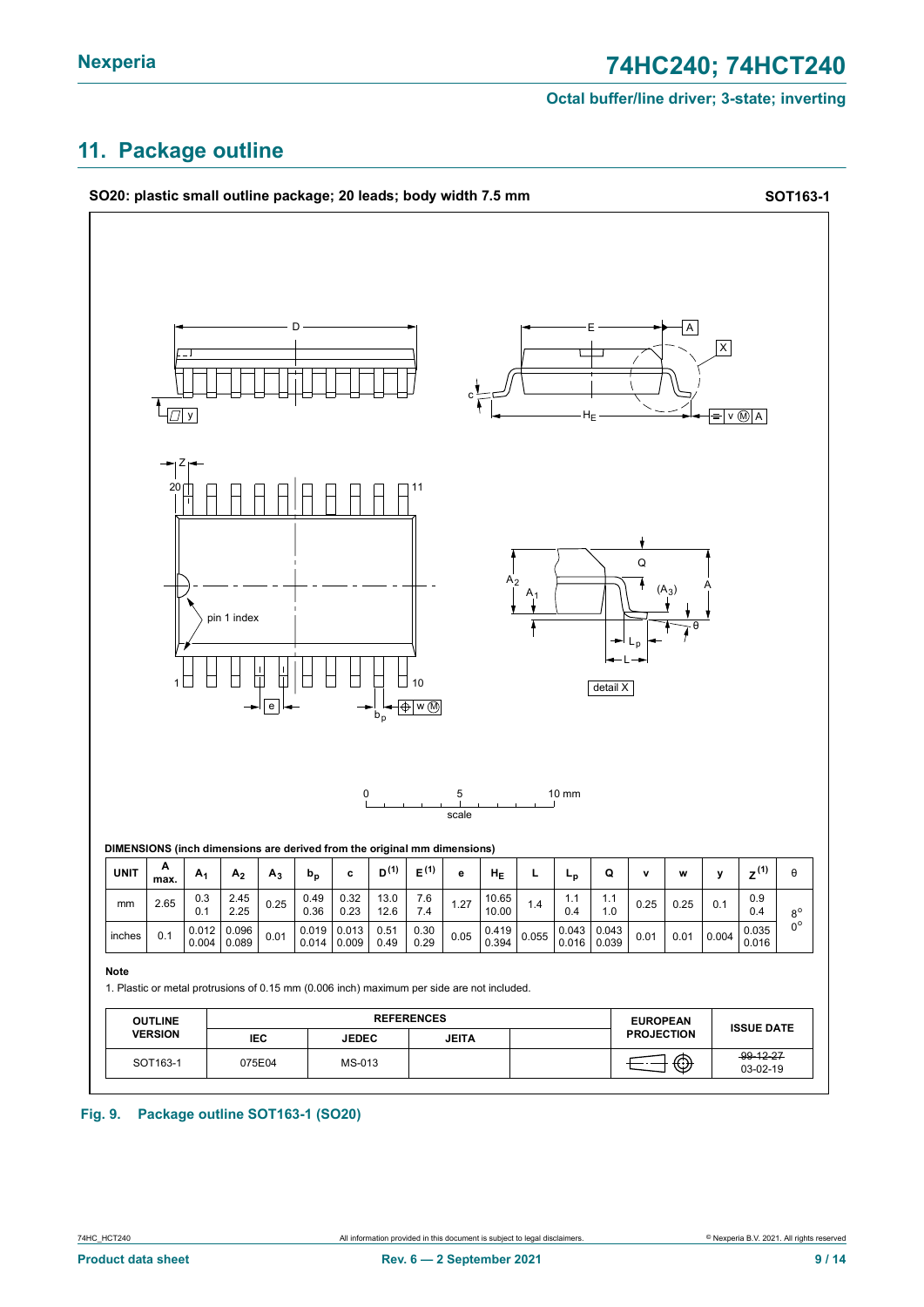## 11. Package outline

**SO20: plastic small outline package; 20 leads; body width 7.5 mm** **SOT163-1**

DIMENSIONS (inch dimensions are derived from the original mm dimensions)

| UNIT | A max. | $A_1$ | $A_2$ | $A_3$ | $b_p$ | c | $D^{(1)}$ | $E^{(1)}$ | e | $H_E$ | L | $L_p$ | Q | v | w | y | $Z^{(1)}$ | θ |
|---|---|---|---|---|---|---|---|---|---|---|---|---|---|---|---|---|---|---|
| mm | 2.65 | 0.3<br>0.1 | 2.45<br>2.25 | 0.25 | 0.49<br>0.36 | 0.32<br>0.23 | 13.0<br>12.6 | 7.6<br>7.4 | 1.27 | 10.65<br>10.00 | 1.4 | 1.1<br>0.4 | 1.1<br>1.0 | 0.25 | 0.25 | 0.1 | 0.9<br>0.4 | 8°<br>0° |
| inches | 0.1 | 0.012<br>0.004 | 0.096<br>0.089 | 0.01 | 0.019<br>0.014 | 0.013<br>0.009 | 0.51<br>0.49 | 0.30<br>0.29 | 0.05 | 0.419<br>0.394 | 0.055 | 0.043<br>0.016 | 0.043<br>0.039 | 0.01 | 0.01 | 0.004 | 0.035<br>0.016 | |

**Note**

1. Plastic or metal protrusions of 0.15 mm (0.006 inch) maximum per side are not included.

| OUTLINE VERSION | REFERENCES | | | | EUROPEAN PROJECTION | ISSUE DATE |
|---|---|---|---|---|---|---|
| | IEC | JEDEC | JEITA | | | |
| SOT163-1 | 075E04 | MS-013 | | | | ~~99-12-27~~<br>03-02-19 |

**Fig. 9. Package outline SOT163-1 (SO20)**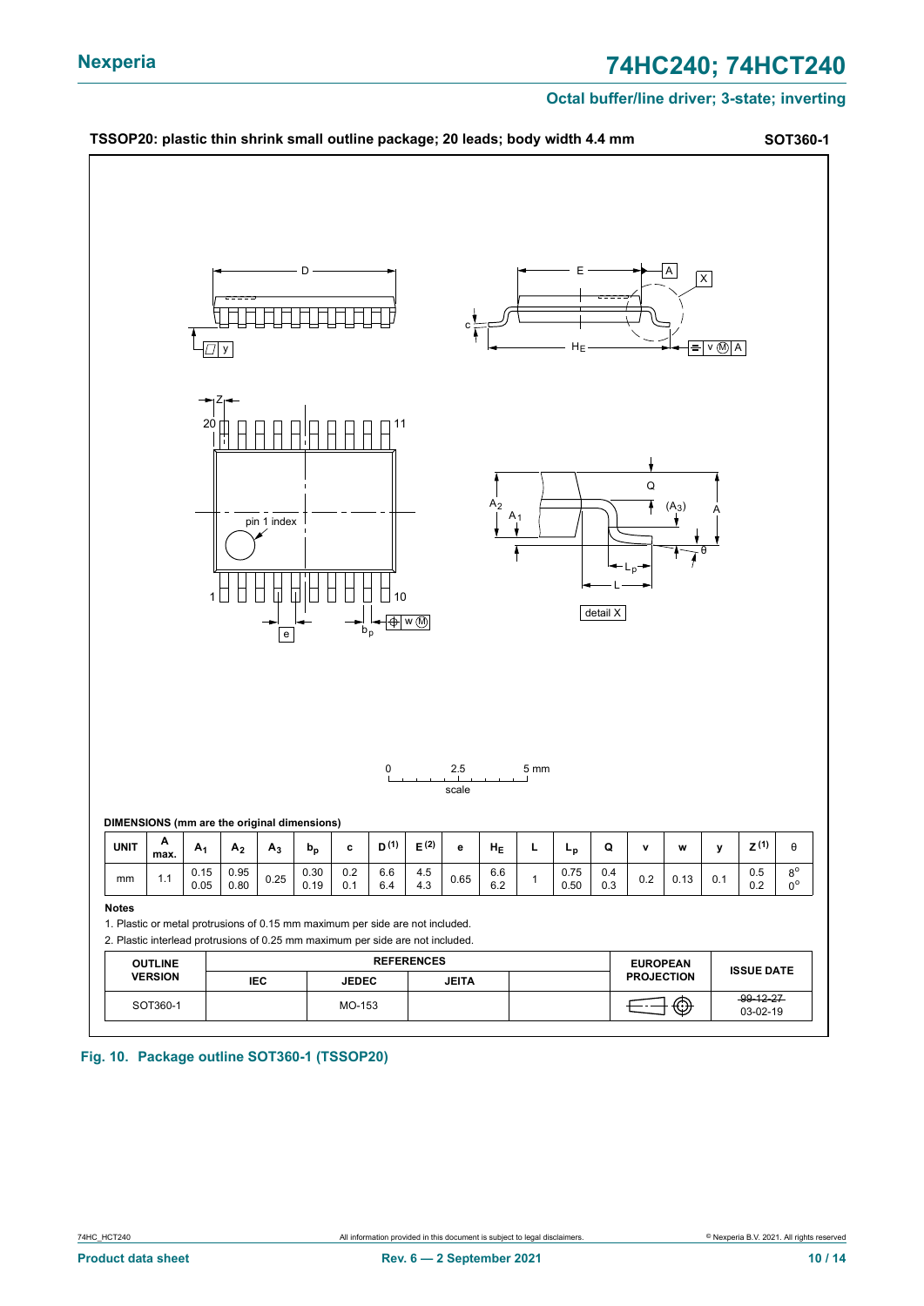**TSSOP20: plastic thin shrink small outline package; 20 leads; body width 4.4 mm** **SOT360-1**

**DIMENSIONS (mm are the original dimensions)**

| UNIT | A max. | $A_1$ | $A_2$ | $A_3$ | $b_p$ | c | D [1] | E [2] | e | $H_E$ | L | $L_p$ | Q | v | w | y | Z [1] | θ |
|---|---|---|---|---|---|---|---|---|---|---|---|---|---|---|---|---|---|---|
| mm | 1.1 | 0.15<br>0.05 | 0.95<br>0.80 | 0.25 | 0.30<br>0.19 | 0.2<br>0.1 | 6.6<br>6.4 | 4.5<br>4.3 | 0.65 | 6.6<br>6.2 | 1 | 0.75<br>0.50 | 0.4<br>0.3 | 0.2 | 0.13 | 0.1 | 0.5<br>0.2 | 8°<br>0° |

**Notes**

1. Plastic or metal protrusions of 0.15 mm maximum per side are not included.
2. Plastic interlead protrusions of 0.25 mm maximum per side are not included.

| OUTLINE VERSION | REFERENCES | | | | EUROPEAN PROJECTION | ISSUE DATE |
|---|---|---|---|---|---|---|
| | IEC | JEDEC | JEITA | | | |
| SOT360-1 | | MO-153 | | | | ~~99-12-27~~<br>03-02-19 |

**Fig. 10. Package outline SOT360-1 (TSSOP20)**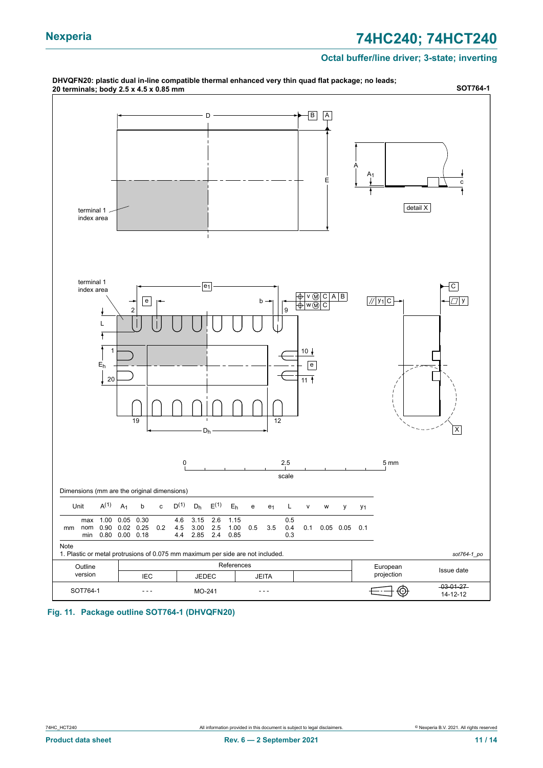**DHVQFN20: plastic dual in-line compatible thermal enhanced very thin quad flat package; no leads; 20 terminals; body 2.5 x 4.5 x 0.85 mm** **SOT764-1**

Dimensions (mm are the original dimensions)

| Unit | | $A^{(1)}$ | $A_1$ | b | c | $D^{(1)}$ | $D_h$ | $E^{(1)}$ | $E_h$ | e | $e_1$ | L | v | w | y | $y_1$ |
|---|---|---|---|---|---|---|---|---|---|---|---|---|---|---|---|---|
| mm | max | 1.00 | 0.05 | 0.30 | | 4.6 | 3.15 | 2.6 | 1.15 | | | 0.5 | | | | |
| | nom | 0.90 | 0.02 | 0.25 | 0.2 | 4.5 | 3.00 | 2.5 | 1.00 | 0.5 | 3.5 | 0.4 | 0.1 | 0.05 | 0.05 | 0.1 |
| | min | 0.80 | 0.00 | 0.18 | | 4.4 | 2.85 | 2.4 | 0.85 | | | 0.3 | | | | |

Note

1. Plastic or metal protrusions of 0.075 mm maximum per side are not included.

sot764-1_po

| Outline version | References | | | | European projection | Issue date |
|---|---|---|---|---|---|---|
| | IEC | JEDEC | JEITA | | | |
| SOT764-1 | - - - | MO-241 | - - - | | | ~~03-01-27~~ 14-12-12 |

**Fig. 11. Package outline SOT764-1 (DHVQFN20)**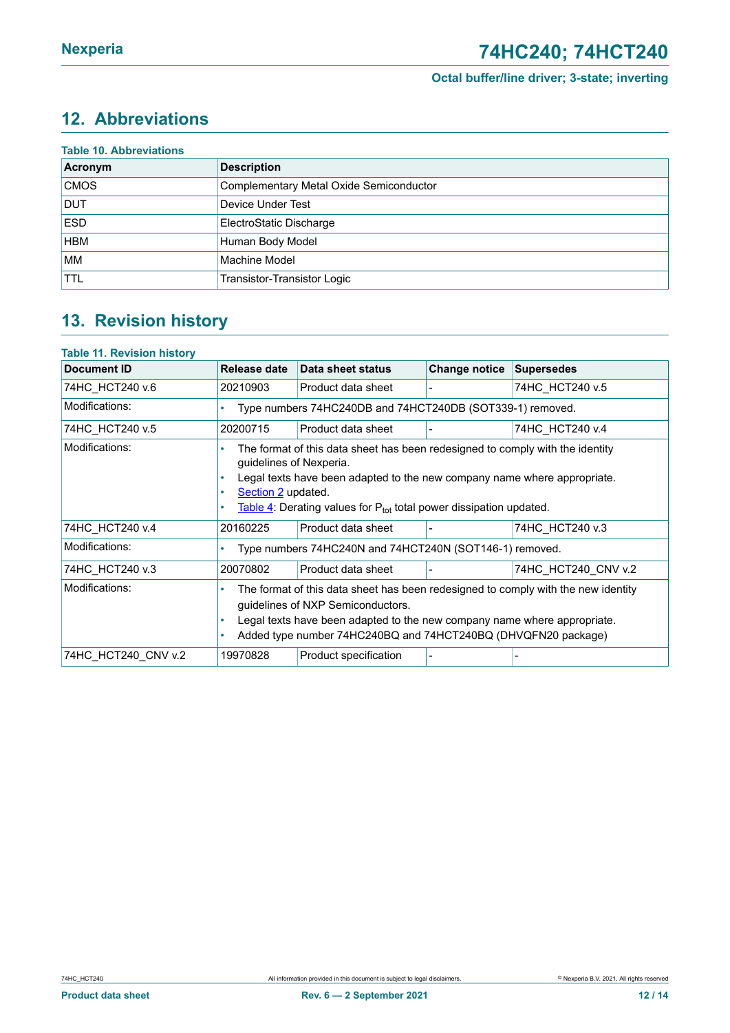## 12. Abbreviations

**Table 10. Abbreviations**

| Acronym | Description |
|---|---|
| CMOS | Complementary Metal Oxide Semiconductor |
| DUT | Device Under Test |
| ESD | ElectroStatic Discharge |
| HBM | Human Body Model |
| MM | Machine Model |
| TTL | Transistor-Transistor Logic |

## 13. Revision history

**Table 11. Revision history**

| Document ID | Release date | Data sheet status | Change notice | Supersedes |
|---|---|---|---|---|
| 74HC_HCT240 v.6 | 20210903 | Product data sheet | - | 74HC_HCT240 v.5 |
| Modifications: | • Type numbers 74HC240DB and 74HCT240DB (SOT339-1) removed. | | | |
| 74HC_HCT240 v.5 | 20200715 | Product data sheet | - | 74HC_HCT240 v.4 |
| Modifications: | • The format of this data sheet has been redesigned to comply with the identity guidelines of Nexperia.<br>• Legal texts have been adapted to the new company name where appropriate.<br>• Section 2 updated.<br>• Table 4: Derating values for $P_{tot}$ total power dissipation updated. | | | |
| 74HC_HCT240 v.4 | 20160225 | Product data sheet | - | 74HC_HCT240 v.3 |
| Modifications: | • Type numbers 74HC240N and 74HCT240N (SOT146-1) removed. | | | |
| 74HC_HCT240 v.3 | 20070802 | Product data sheet | - | 74HC_HCT240_CNV v.2 |
| Modifications: | • The format of this data sheet has been redesigned to comply with the new identity guidelines of NXP Semiconductors.<br>• Legal texts have been adapted to the new company name where appropriate.<br>• Added type number 74HC240BQ and 74HCT240BQ (DHVQFN20 package) | | | |
| 74HC_HCT240_CNV v.2 | 19970828 | Product specification | - | - |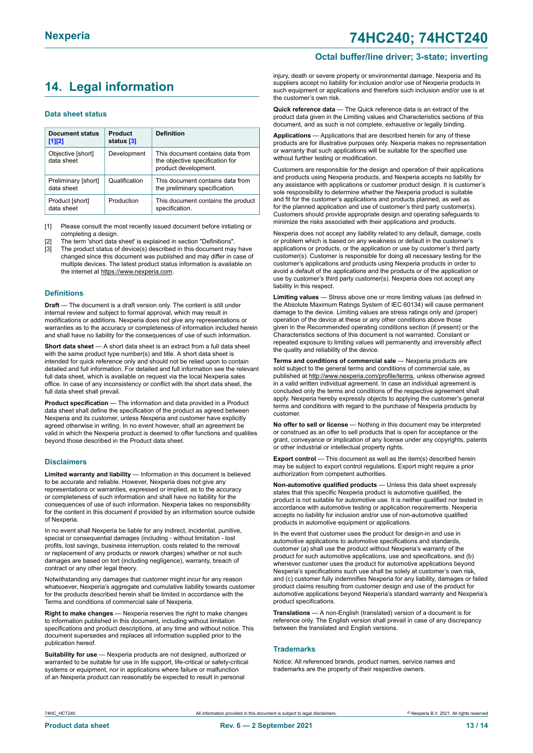## 14. Legal information

### Data sheet status

| Document status [1][2] | Product status [3] | Definition |
|---|---|---|
| Objective [short] data sheet | Development | This document contains data from the objective specification for product development. |
| Preliminary [short] data sheet | Qualification | This document contains data from the preliminary specification. |
| Product [short] data sheet | Production | This document contains the product specification. |

[1] Please consult the most recently issued document before initiating or completing a design.

[2] The term 'short data sheet' is explained in section "Definitions".

[3] The product status of device(s) described in this document may have changed since this document was published and may differ in case of multiple devices. The latest product status information is available on the internet at https://www.nexperia.com.

### Definitions

**Draft** — The document is a draft version only. The content is still under internal review and subject to formal approval, which may result in modifications or additions. Nexperia does not give any representations or warranties as to the accuracy or completeness of information included herein and shall have no liability for the consequences of use of such information.

**Short data sheet** — A short data sheet is an extract from a full data sheet with the same product type number(s) and title. A short data sheet is intended for quick reference only and should not be relied upon to contain detailed and full information. For detailed and full information see the relevant full data sheet, which is available on request via the local Nexperia sales office. In case of any inconsistency or conflict with the short data sheet, the full data sheet shall prevail.

**Product specification** — The information and data provided in a Product data sheet shall define the specification of the product as agreed between Nexperia and its customer, unless Nexperia and customer have explicitly agreed otherwise in writing. In no event however, shall an agreement be valid in which the Nexperia product is deemed to offer functions and qualities beyond those described in the Product data sheet.

### Disclaimers

**Limited warranty and liability** — Information in this document is believed to be accurate and reliable. However, Nexperia does not give any representations or warranties, expressed or implied, as to the accuracy or completeness of such information and shall have no liability for the consequences of use of such information. Nexperia takes no responsibility for the content in this document if provided by an information source outside of Nexperia.

In no event shall Nexperia be liable for any indirect, incidental, punitive, special or consequential damages (including - without limitation - lost profits, lost savings, business interruption, costs related to the removal or replacement of any products or rework charges) whether or not such damages are based on tort (including negligence), warranty, breach of contract or any other legal theory.

Notwithstanding any damages that customer might incur for any reason whatsoever, Nexperia's aggregate and cumulative liability towards customer for the products described herein shall be limited in accordance with the Terms and conditions of commercial sale of Nexperia.

**Right to make changes** — Nexperia reserves the right to make changes to information published in this document, including without limitation specifications and product descriptions, at any time and without notice. This document supersedes and replaces all information supplied prior to the publication hereof.

**Suitability for use** — Nexperia products are not designed, authorized or warranted to be suitable for use in life support, life-critical or safety-critical systems or equipment, nor in applications where failure or malfunction of an Nexperia product can reasonably be expected to result in personal injury, death or severe property or environmental damage. Nexperia and its suppliers accept no liability for inclusion and/or use of Nexperia products in such equipment or applications and therefore such inclusion and/or use is at the customer's own risk.

**Quick reference data** — The Quick reference data is an extract of the product data given in the Limiting values and Characteristics sections of this document, and as such is not complete, exhaustive or legally binding.

**Applications** — Applications that are described herein for any of these products are for illustrative purposes only. Nexperia makes no representation or warranty that such applications will be suitable for the specified use without further testing or modification.

Customers are responsible for the design and operation of their applications and products using Nexperia products, and Nexperia accepts no liability for any assistance with applications or customer product design. It is customer's sole responsibility to determine whether the Nexperia product is suitable and fit for the customer's applications and products planned, as well as for the planned application and use of customer's third party customer(s). Customers should provide appropriate design and operating safeguards to minimize the risks associated with their applications and products.

Nexperia does not accept any liability related to any default, damage, costs or problem which is based on any weakness or default in the customer's applications or products, or the application or use by customer's third party customer(s). Customer is responsible for doing all necessary testing for the customer's applications and products using Nexperia products in order to avoid a default of the applications and the products or of the application or use by customer's third party customer(s). Nexperia does not accept any liability in this respect.

**Limiting values** — Stress above one or more limiting values (as defined in the Absolute Maximum Ratings System of IEC 60134) will cause permanent damage to the device. Limiting values are stress ratings only and (proper) operation of the device at these or any other conditions above those given in the Recommended operating conditions section (if present) or the Characteristics sections of this document is not warranted. Constant or repeated exposure to limiting values will permanently and irreversibly affect the quality and reliability of the device.

**Terms and conditions of commercial sale** — Nexperia products are sold subject to the general terms and conditions of commercial sale, as published at http://www.nexperia.com/profile/terms, unless otherwise agreed in a valid written individual agreement. In case an individual agreement is concluded only the terms and conditions of the respective agreement shall apply. Nexperia hereby expressly objects to applying the customer's general terms and conditions with regard to the purchase of Nexperia products by customer.

**No offer to sell or license** — Nothing in this document may be interpreted or construed as an offer to sell products that is open for acceptance or the grant, conveyance or implication of any license under any copyrights, patents or other industrial or intellectual property rights.

**Export control** — This document as well as the item(s) described herein may be subject to export control regulations. Export might require a prior authorization from competent authorities.

**Non-automotive qualified products** — Unless this data sheet expressly states that this specific Nexperia product is automotive qualified, the product is not suitable for automotive use. It is neither qualified nor tested in accordance with automotive testing or application requirements. Nexperia accepts no liability for inclusion and/or use of non-automotive qualified products in automotive equipment or applications.

In the event that customer uses the product for design-in and use in automotive applications to automotive specifications and standards, customer (a) shall use the product without Nexperia's warranty of the product for such automotive applications, use and specifications, and (b) whenever customer uses the product for automotive applications beyond Nexperia's specifications such use shall be solely at customer's own risk, and (c) customer fully indemnifies Nexperia for any liability, damages or failed product claims resulting from customer design and use of the product for automotive applications beyond Nexperia's standard warranty and Nexperia's product specifications.

**Translations** — A non-English (translated) version of a document is for reference only. The English version shall prevail in case of any discrepancy between the translated and English versions.

### Trademarks

Notice: All referenced brands, product names, service names and trademarks are the property of their respective owners.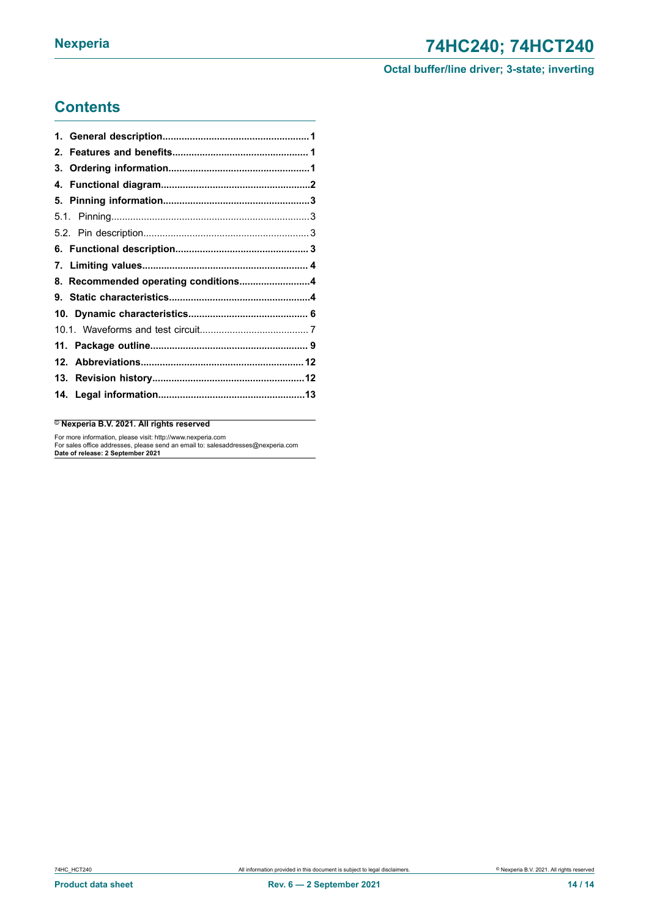## Contents

1. General description....................................................1
2. Features and benefits.................................................1
3. Ordering information...................................................1
4. Functional diagram......................................................2
5. Pinning information.....................................................3
   - 5.1. Pinning........................................................................3
   - 5.2. Pin description............................................................3
6. Functional description................................................3
7. Limiting values............................................................4
8. Recommended operating conditions.........................4
9. Static characteristics...................................................4
10. Dynamic characteristics...........................................6
    - 10.1. Waveforms and test circuit.......................................7
11. Package outline.........................................................9
12. Abbreviations...........................................................12
13. Revision history.......................................................12
14. Legal information.....................................................13

**© Nexperia B.V. 2021. All rights reserved**

For more information, please visit: http://www.nexperia.com
For sales office addresses, please send an email to: salesaddresses@nexperia.com
**Date of release: 2 September 2021**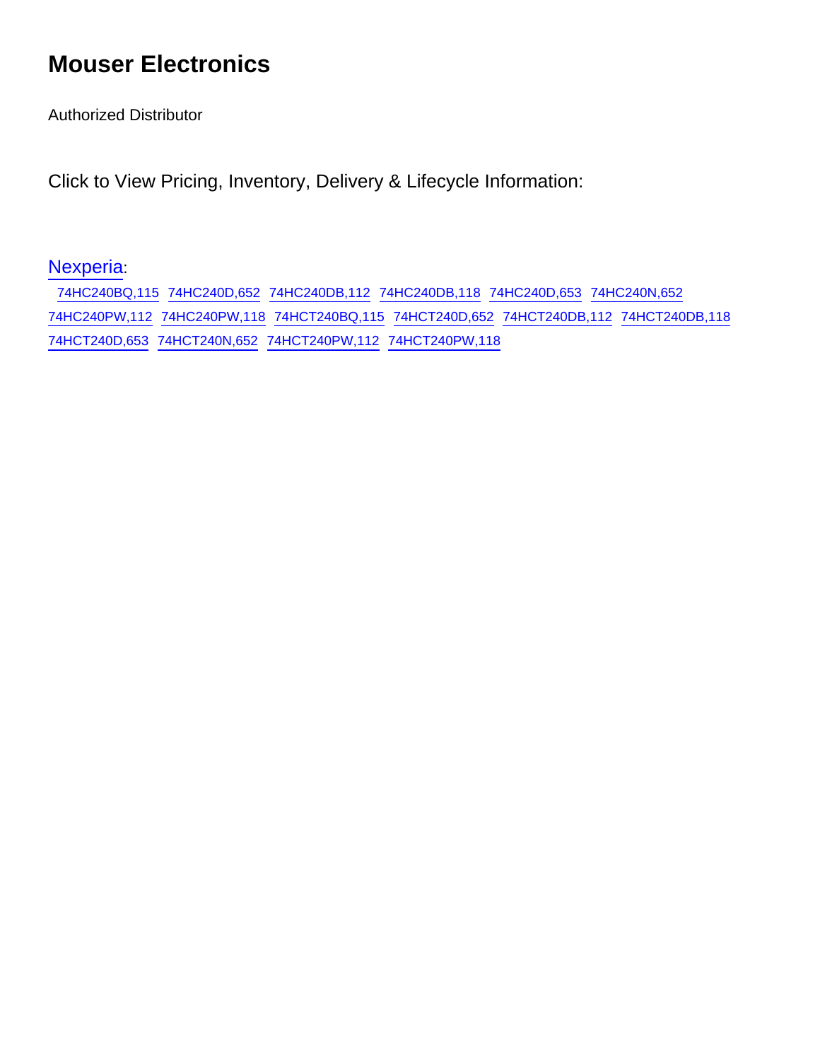# Mouser Electronics

Authorized Distributor

Click to View Pricing, Inventory, Delivery & Lifecycle Information:

Nexperia:

74HC240BQ,115 74HC240D,652 74HC240DB,112 74HC240DB,118 74HC240D,653 74HC240N,652 74HC240PW,112 74HC240PW,118 74HCT240BQ,115 74HCT240D,652 74HCT240DB,112 74HCT240DB,118 74HCT240D,653 74HCT240N,652 74HCT240PW,112 74HCT240PW,118